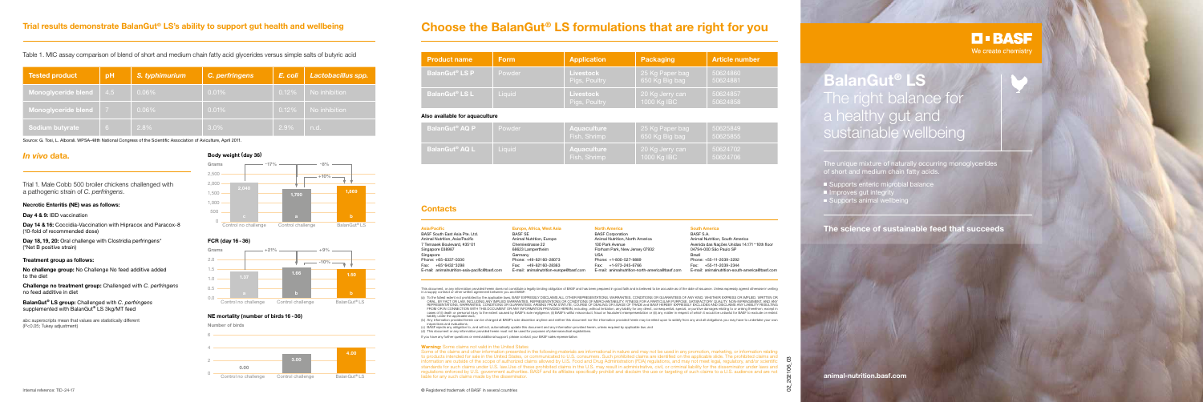## Trial results demonstrate BalanGut® LS's ability to support gut health and wellbeing

Table 1. MIC assay comparison of blend of short and medium chain fatty acid glycerides versus simple salts of butyric acid

| Tested product | pH | S. typhimurium | C. perfringens | E. coli | Lactobacillus spp. |
|---|---|---|---|---|---|
| Monoglyceride blend | 4.5 | 0.06% | 0.01% | 0.12% | No inhibition |
| Monoglyceride blend | 7 | 0.06% | 0.01% | 0.12% | No inhibition |
| Sodium butyrate | 6 | 2.8% | 3.0% | 2.9% | n.d. |

Source: G. Tosi, L. Alborali. WPSA-48th National Congress of the Scientific Association of Aviculture, April 2011.

### *In vivo* data.

Trial 1. Male Cobb 500 broiler chickens challenged with a pathogenic strain of *C. perfringens*.

**Necrotic Enteritis (NE) was as follows:**

**Day 4 & 9:** IBD vaccination

**Day 14 & 16:** Coccidia-Vaccination with Hipracox and Paracox-8 (10-fold of recommended dose)

**Day 18, 19, 20:** Oral challenge with Clostridia perfringens* (*Net B positive strain)

**Treatment group as follows:**

**No challenge group:** No Challenge No feed additive added to the diet

**Challenge no treatment group:** Challenged with *C. perfringens* no feed additive in diet

**BalanGut® LS group:** Challenged with *C. perfringens* supplemented with BalanGut® LS 3kg/MT feed

abc superscripts mean that values are statistically different (P<0.05; Tukey adjustment)

**Body weight (day 36)**

Grams

| | Control no challenge | Control challenge | BalanGut® LS |
|---|---|---|---|
| Body weight (g) | 2,040 (c) | 1,700 (a) | 1,869 (b) |

-17% (Control challenge vs Control no challenge); -8% (BalanGut® LS vs Control no challenge); +10% (BalanGut® LS vs Control challenge)

**FCR (day 16 - 36)**

| | Control no challenge | Control challenge | BalanGut® LS |
|---|---|---|---|
| FCR | 1.37 (a) | 1.66 (b) | 1.50 (b) |

+21% (Control challenge vs Control no challenge); +9% (BalanGut® LS vs Control no challenge); -10% (BalanGut® LS vs Control challenge)

**NE mortality (number of birds 16 - 36)**

Number of birds

| | Control no challenge | Control challenge | BalanGut® LS |
|---|---|---|---|
| NE mortality | 0.00 | 3.00 | 4.00 |

Internal reference: TID-24-17

## Choose the BalanGut® LS formulations that are right for you

| Product name | Form | Application | Packaging | Article number |
|---|---|---|---|---|
| BalanGut® LS P | Powder | Livestock Pigs, Poultry | 25 Kg Paper bag 650 Kg Big bag | 50624860 50624881 |
| BalanGut® LS L | Liquid | Livestock Pigs, Poultry | 20 Kg Jerry can 1000 Kg IBC | 50624857 50624858 |

**Also available for aquaculture**

| Product name | Form | Application | Packaging | Article number |
|---|---|---|---|---|
| BalanGut® AQ P | Powder | Aquaculture Fish, Shrimp | 25 Kg Paper bag 650 Kg Big bag | 50625849 50625855 |
| BalanGut® AQ L | Liquid | Aquaculture Fish, Shrimp | 20 Kg Jerry can 1000 Kg IBC | 50624702 50624706 |

### Contacts

**Asia/Pacific**
BASF South East Asia Pte. Ltd.
Animal Nutrition, Asia/Pacific
7 Temasek Boulevard, #35-01
Singapore 038987
Singapore
Phone: +65-6337-0330
Fax: +65-6432-3286
E-mail: animalnutrition-asia-pacific@basf.com

**Europe, Africa, West Asia**
BASF SE
Animal Nutrition, Europe
Chemiestrasse 22
68623 Lampertheim
Germany
Phone: +49-62160-28073
Fax: +49-62160-28083
E-mail: animalnutrition-europe@basf.com

**North America**
BASF Corporation
Animal Nutrition, North America
100 Park Avenue
Florham Park, New Jersey 07932
USA
Phone: +1-800-527-9880
Fax: +1-973-245-6766
E-mail: animalnutrition-north-america@basf.com

**South America**
BASF S.A.
Animal Nutrition, South America
Avenida das Nações Unidas 14.171–10th floor
04794-000 São Paulo SP
Brazil
Phone: +55-11-2039-2292
Fax: +55-11-2039-2344
E-mail: animalnutrition-south-america@basf.com

This document, or any information provided herein does not constitute a legally binding obligation of BASF and has been prepared in good faith and is believed to be accurate as of the date of issuance. Unless expressly agreed otherwise in writing in a supply contract or other written agreement between you and BASF:

(a) To the fullest extent not prohibited by the applicable laws, BASF EXPRESSLY DISCLAIMS ALL OTHER REPRESENTATIONS, WARRANTIES, CONDITIONS OR GUARANTEES OF ANY KIND, WHETHER EXPRESS OR IMPLIED, WRITTEN OR ORAL, BY FACT OR LAW, INCLUDING ANY IMPLIED WARRANTIES, REPRESENTATIONS OR CONDITIONS OF MERCHANTABILITY, FITNESS FOR A PARTICULAR PURPOSE, SATISFACTORY QUALITY, NON-INFRINGEMENT, AND ANY REPRESENTATIONS, WARRANTIES, CONDITIONS OR GUARANTEES, ARISING FROM STATUTE, COURSE OF DEALING OR USAGE OF TRADE and BASF HEREBY EXPRESSLY EXCLUDES AND DISCLAIMS ANY LIABILITY RESULTING FROM OR IN CONNECTION WITH THIS DOCUMENT OR ANY INFORMATION PROVIDED HEREIN, including, without limitation, any liability for any direct, consequential, special, or punitive damages relating to or arising therefrom, except in cases of (i) death or personal injury to the extent caused by BASF's sole negligence, (ii) BASF's willful misconduct, fraud or fraudulent misrepresentation or (iii) any matter in respect of which it would be unlawful for BASF to exclude or restrict liability under the applicable laws.

(b) Any information provided herein can be changed at BASF's sole discretion anytime and neither this document nor the information provided herein may be relied upon to satisfy from any and all obligations you may have to undertake your own inspections and evaluations.

(c) BASF rejects any obligation to, and will not, automatically update this document and any information provided herein, unless required by applicable law; and

(d) This document or any information provided herein must not be used for purposes of pharmaceutical regulations.

If you have any further questions or need additional support, please contact your BASF sales representative.

**Warning:** Some claims not valid in the United States.

Some of the claims and other information presented in the following materials are informational in nature and may not be used in any promotion, marketing, or information relating to products intended for sale in the United States, or communicated to U.S. consumers. Such prohibited claims are identified on the applicable slide. The prohibited claims and information are outside of the scope of authorized claims allowed by U.S. Food and Drug Administration (FDA) regulations, and may not meet legal, regulatory, and/or scientific standards for such claims under U.S. law. Use of these prohibited claims in the U.S. may result in administrative, civil, or criminal liability for the disseminator under laws and regulations enforced by U.S. government authorities. BASF and its affiliates specifically prohibit and disclaim the use or targeting of such claims to a U.S. audience and are not liable for any such claims made by the disseminator.

® Registered trademark of BASF in several countries

BASF
We create chemistry

# BalanGut® LS
## The right balance for a healthy gut and sustainable wellbeing

The unique mixture of naturally occurring monoglycerides of short and medium chain fatty acids.

- Supports enteric microbial balance
- Improves gut integrity
- Supports animal wellbeing

**The science of sustainable feed that succeeds**

animal-nutrition.basf.com

02_220106_03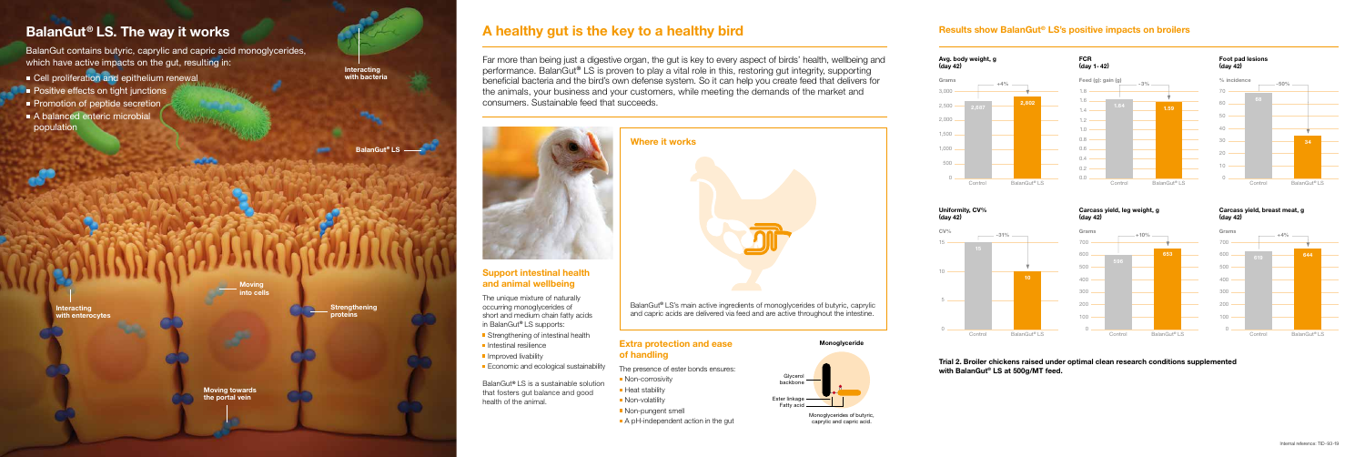## BalanGut® LS. The way it works

BalanGut contains butyric, caprylic and capric acid monoglycerides, which have active impacts on the gut, resulting in:

- Cell proliferation and epithelium renewal
- Positive effects on tight junctions
- Promotion of peptide secretion
- A balanced enteric microbial population

Interacting with bacteria

BalanGut® LS

Moving into cells

Interacting with enterocytes

Strengthening proteins

Moving towards the portal vein

## A healthy gut is the key to a healthy bird

Far more than being just a digestive organ, the gut is key to every aspect of birds' health, wellbeing and performance. BalanGut® LS is proven to play a vital role in this, restoring gut integrity, supporting beneficial bacteria and the bird's own defense system. So it can help you create feed that delivers for the animals, your business and your customers, while meeting the demands of the market and consumers. Sustainable feed that succeeds.

### Where it works

BalanGut® LS's main active ingredients of monoglycerides of butyric, caprylic and capric acids are delivered via feed and are active throughout the intestine.

### Support intestinal health and animal wellbeing

The unique mixture of naturally occurring monoglycerides of short and medium chain fatty acids in BalanGut® LS supports:

- Strengthening of intestinal health
- Intestinal resilience
- Improved livability
- Economic and ecological sustainability

BalanGut® LS is a sustainable solution that fosters gut balance and good health of the animal.

### Extra protection and ease of handling

The presence of ester bonds ensures:

- Non-corrosivity
- Heat stability
- Non-volatility
- Non-pungent smell
- A pH-independent action in the gut

Monoglyceride

Glycerol backbone

Ester linkage

Fatty acid

Monoglycerides of butyric, caprylic and capric acid.

### Results show BalanGut® LS's positive impacts on broilers

Avg. body weight, g (day 42)
Grams
+4%
Control: 2,807
BalanGut® LS: 2,802

FCR (day 1-42)
Feed (g): gain (g)
−3%
Control: 1.64
BalanGut® LS: 1.59

Foot pad lesions (day 42)
% incidence
−50%
Control: 68
BalanGut® LS: 34

Uniformity, CV% (day 42)
CV%
−31%
Control: 15
BalanGut® LS: 10

Carcass yield, leg weight, g (day 42)
Grams
+10%
Control: 596
BalanGut® LS: 653

Carcass yield, breast meat, g (day 42)
Grams
+4%
Control: 619
BalanGut® LS: 644

**Trial 2. Broiler chickens raised under optimal clean research conditions supplemented with BalanGut® LS at 500g/MT feed.**

Internal reference: TID-93-19